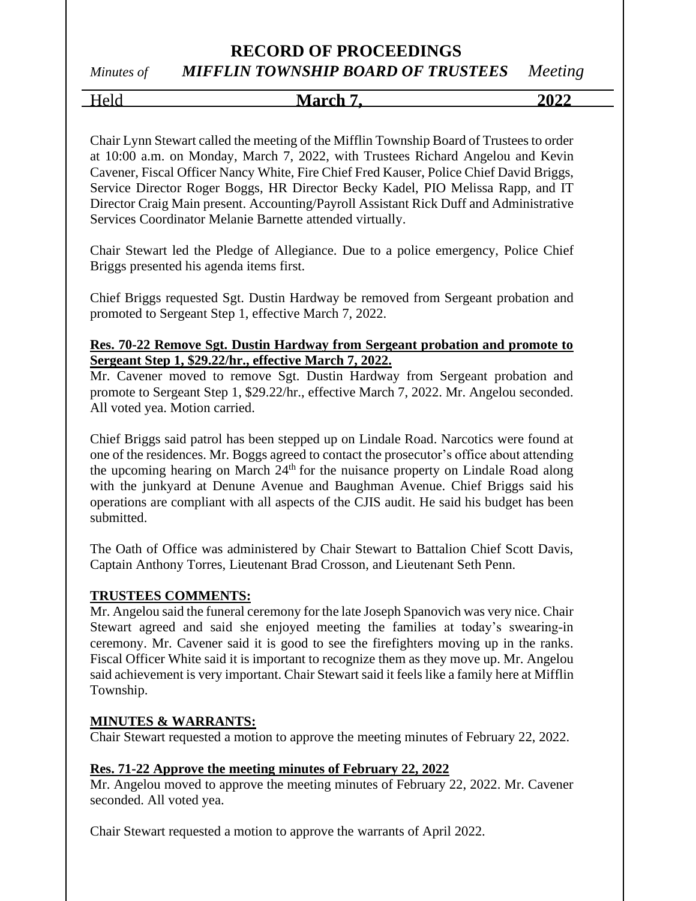# RECORD OF PROCEEDINGS

*Minutes of* ***MIFFLIN TOWNSHIP BOARD OF TRUSTEES*** *Meeting*

Held **March 7, 2022**

Chair Lynn Stewart called the meeting of the Mifflin Township Board of Trustees to order at 10:00 a.m. on Monday, March 7, 2022, with Trustees Richard Angelou and Kevin Cavener, Fiscal Officer Nancy White, Fire Chief Fred Kauser, Police Chief David Briggs, Service Director Roger Boggs, HR Director Becky Kadel, PIO Melissa Rapp, and IT Director Craig Main present. Accounting/Payroll Assistant Rick Duff and Administrative Services Coordinator Melanie Barnette attended virtually.

Chair Stewart led the Pledge of Allegiance. Due to a police emergency, Police Chief Briggs presented his agenda items first.

Chief Briggs requested Sgt. Dustin Hardway be removed from Sergeant probation and promoted to Sergeant Step 1, effective March 7, 2022.

**Res. 70-22 Remove Sgt. Dustin Hardway from Sergeant probation and promote to Sergeant Step 1, $29.22/hr., effective March 7, 2022.**

Mr. Cavener moved to remove Sgt. Dustin Hardway from Sergeant probation and promote to Sergeant Step 1, $29.22/hr., effective March 7, 2022. Mr. Angelou seconded. All voted yea. Motion carried.

Chief Briggs said patrol has been stepped up on Lindale Road. Narcotics were found at one of the residences. Mr. Boggs agreed to contact the prosecutor's office about attending the upcoming hearing on March 24th for the nuisance property on Lindale Road along with the junkyard at Denune Avenue and Baughman Avenue. Chief Briggs said his operations are compliant with all aspects of the CJIS audit. He said his budget has been submitted.

The Oath of Office was administered by Chair Stewart to Battalion Chief Scott Davis, Captain Anthony Torres, Lieutenant Brad Crosson, and Lieutenant Seth Penn.

**TRUSTEES COMMENTS:**

Mr. Angelou said the funeral ceremony for the late Joseph Spanovich was very nice. Chair Stewart agreed and said she enjoyed meeting the families at today's swearing-in ceremony. Mr. Cavener said it is good to see the firefighters moving up in the ranks. Fiscal Officer White said it is important to recognize them as they move up. Mr. Angelou said achievement is very important. Chair Stewart said it feels like a family here at Mifflin Township.

**MINUTES & WARRANTS:**

Chair Stewart requested a motion to approve the meeting minutes of February 22, 2022.

**Res. 71-22 Approve the meeting minutes of February 22, 2022**

Mr. Angelou moved to approve the meeting minutes of February 22, 2022. Mr. Cavener seconded. All voted yea.

Chair Stewart requested a motion to approve the warrants of April 2022.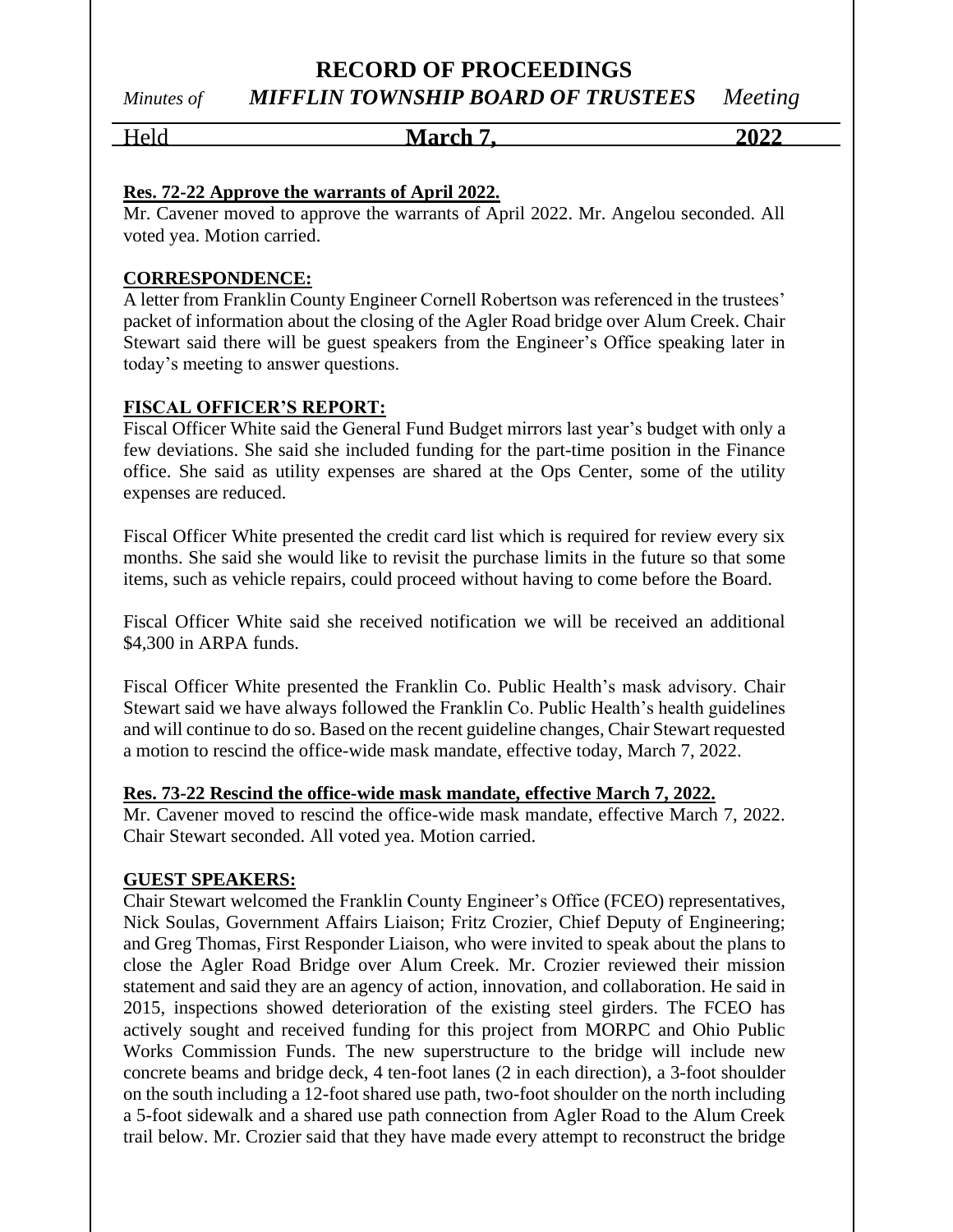**Res. 72-22 Approve the warrants of April 2022.**

Mr. Cavener moved to approve the warrants of April 2022. Mr. Angelou seconded. All voted yea. Motion carried.

**CORRESPONDENCE:**

A letter from Franklin County Engineer Cornell Robertson was referenced in the trustees' packet of information about the closing of the Agler Road bridge over Alum Creek. Chair Stewart said there will be guest speakers from the Engineer's Office speaking later in today's meeting to answer questions.

**FISCAL OFFICER'S REPORT:**

Fiscal Officer White said the General Fund Budget mirrors last year's budget with only a few deviations. She said she included funding for the part-time position in the Finance office. She said as utility expenses are shared at the Ops Center, some of the utility expenses are reduced.

Fiscal Officer White presented the credit card list which is required for review every six months. She said she would like to revisit the purchase limits in the future so that some items, such as vehicle repairs, could proceed without having to come before the Board.

Fiscal Officer White said she received notification we will be received an additional $4,300 in ARPA funds.

Fiscal Officer White presented the Franklin Co. Public Health's mask advisory. Chair Stewart said we have always followed the Franklin Co. Public Health's health guidelines and will continue to do so. Based on the recent guideline changes, Chair Stewart requested a motion to rescind the office-wide mask mandate, effective today, March 7, 2022.

**Res. 73-22 Rescind the office-wide mask mandate, effective March 7, 2022.**

Mr. Cavener moved to rescind the office-wide mask mandate, effective March 7, 2022. Chair Stewart seconded. All voted yea. Motion carried.

**GUEST SPEAKERS:**

Chair Stewart welcomed the Franklin County Engineer's Office (FCEO) representatives, Nick Soulas, Government Affairs Liaison; Fritz Crozier, Chief Deputy of Engineering; and Greg Thomas, First Responder Liaison, who were invited to speak about the plans to close the Agler Road Bridge over Alum Creek. Mr. Crozier reviewed their mission statement and said they are an agency of action, innovation, and collaboration. He said in 2015, inspections showed deterioration of the existing steel girders. The FCEO has actively sought and received funding for this project from MORPC and Ohio Public Works Commission Funds. The new superstructure to the bridge will include new concrete beams and bridge deck, 4 ten-foot lanes (2 in each direction), a 3-foot shoulder on the south including a 12-foot shared use path, two-foot shoulder on the north including a 5-foot sidewalk and a shared use path connection from Agler Road to the Alum Creek trail below. Mr. Crozier said that they have made every attempt to reconstruct the bridge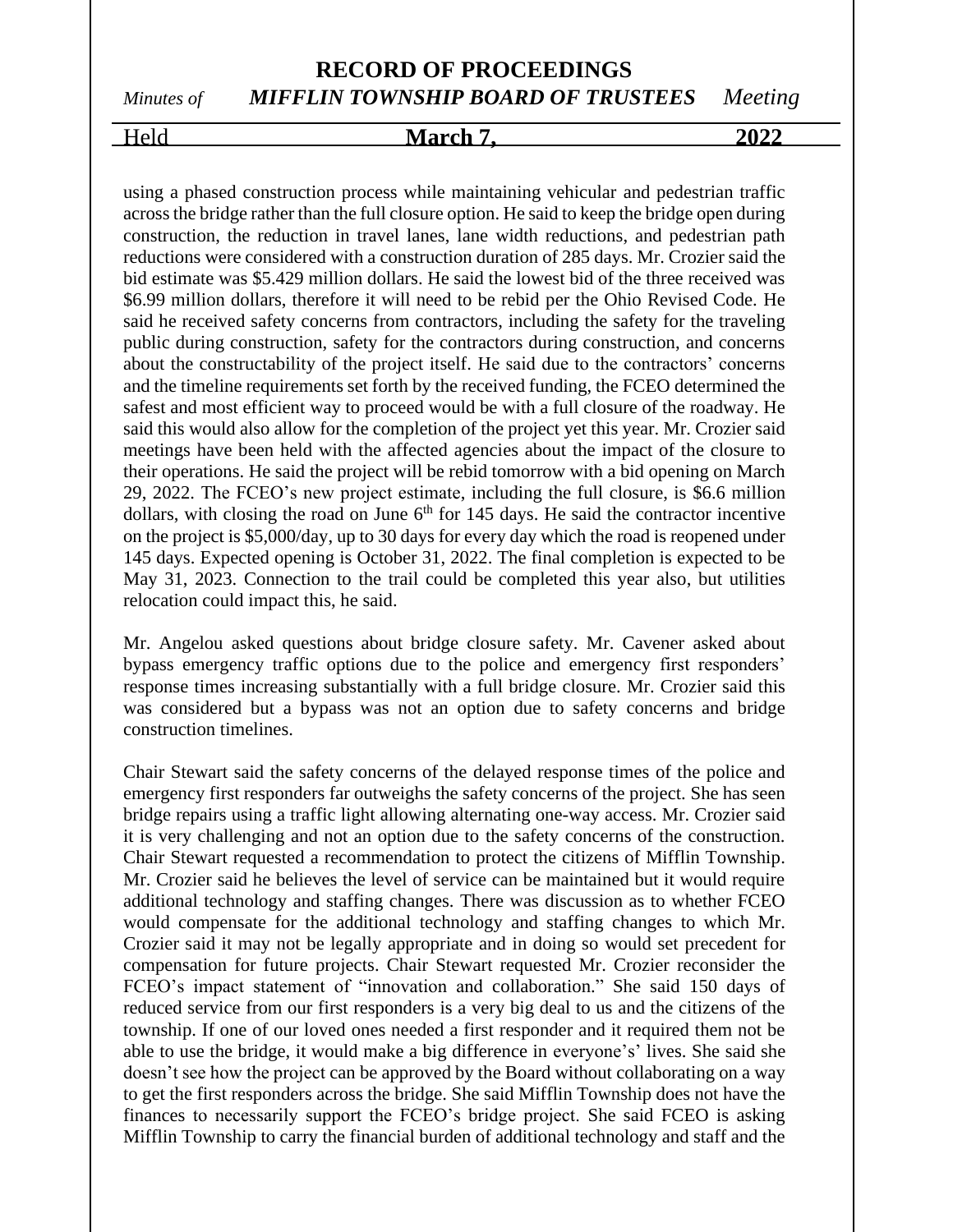using a phased construction process while maintaining vehicular and pedestrian traffic across the bridge rather than the full closure option. He said to keep the bridge open during construction, the reduction in travel lanes, lane width reductions, and pedestrian path reductions were considered with a construction duration of 285 days. Mr. Crozier said the bid estimate was $5.429 million dollars. He said the lowest bid of the three received was $6.99 million dollars, therefore it will need to be rebid per the Ohio Revised Code. He said he received safety concerns from contractors, including the safety for the traveling public during construction, safety for the contractors during construction, and concerns about the constructability of the project itself. He said due to the contractors' concerns and the timeline requirements set forth by the received funding, the FCEO determined the safest and most efficient way to proceed would be with a full closure of the roadway. He said this would also allow for the completion of the project yet this year. Mr. Crozier said meetings have been held with the affected agencies about the impact of the closure to their operations. He said the project will be rebid tomorrow with a bid opening on March 29, 2022. The FCEO's new project estimate, including the full closure, is $6.6 million dollars, with closing the road on June 6th for 145 days. He said the contractor incentive on the project is $5,000/day, up to 30 days for every day which the road is reopened under 145 days. Expected opening is October 31, 2022. The final completion is expected to be May 31, 2023. Connection to the trail could be completed this year also, but utilities relocation could impact this, he said.

Mr. Angelou asked questions about bridge closure safety. Mr. Cavener asked about bypass emergency traffic options due to the police and emergency first responders' response times increasing substantially with a full bridge closure. Mr. Crozier said this was considered but a bypass was not an option due to safety concerns and bridge construction timelines.

Chair Stewart said the safety concerns of the delayed response times of the police and emergency first responders far outweighs the safety concerns of the project. She has seen bridge repairs using a traffic light allowing alternating one-way access. Mr. Crozier said it is very challenging and not an option due to the safety concerns of the construction. Chair Stewart requested a recommendation to protect the citizens of Mifflin Township. Mr. Crozier said he believes the level of service can be maintained but it would require additional technology and staffing changes. There was discussion as to whether FCEO would compensate for the additional technology and staffing changes to which Mr. Crozier said it may not be legally appropriate and in doing so would set precedent for compensation for future projects. Chair Stewart requested Mr. Crozier reconsider the FCEO's impact statement of "innovation and collaboration." She said 150 days of reduced service from our first responders is a very big deal to us and the citizens of the township. If one of our loved ones needed a first responder and it required them not be able to use the bridge, it would make a big difference in everyone's' lives. She said she doesn't see how the project can be approved by the Board without collaborating on a way to get the first responders across the bridge. She said Mifflin Township does not have the finances to necessarily support the FCEO's bridge project. She said FCEO is asking Mifflin Township to carry the financial burden of additional technology and staff and the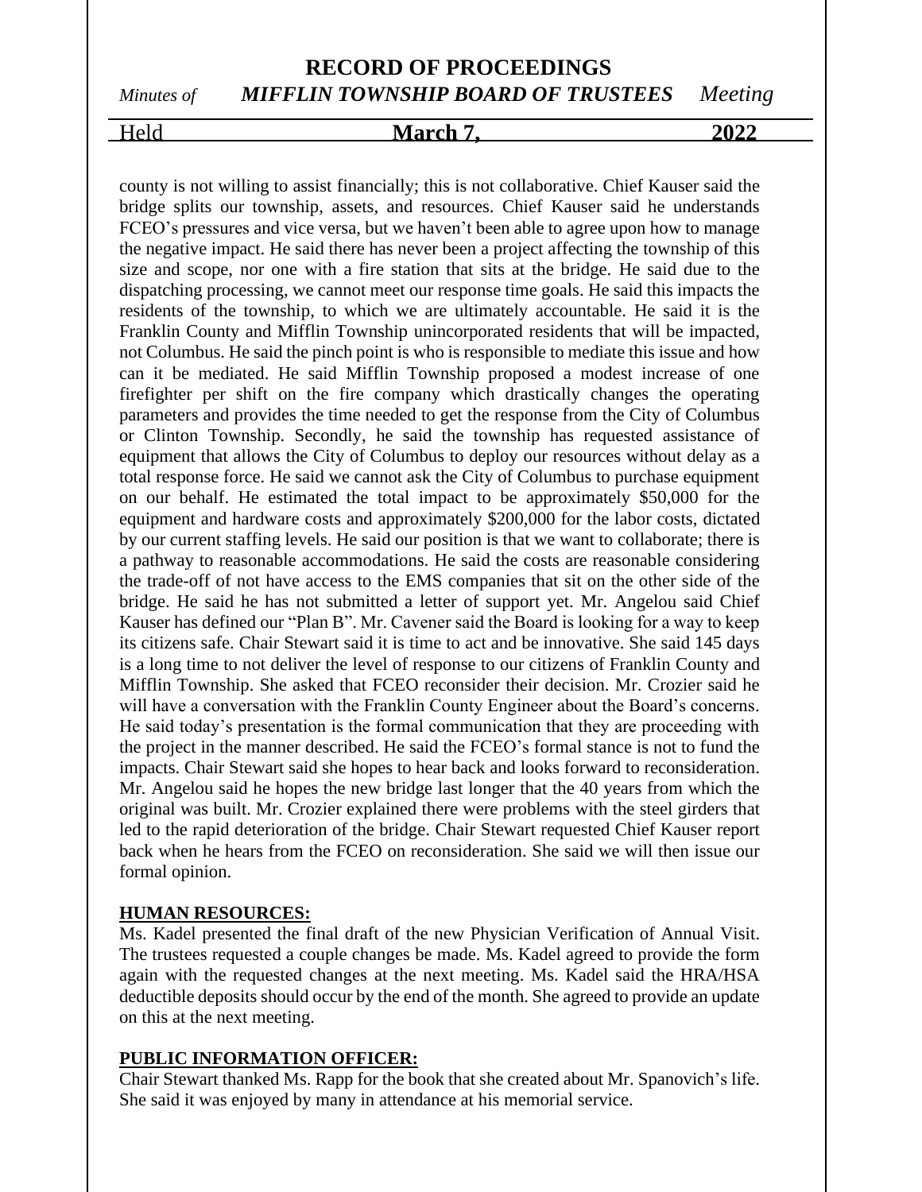county is not willing to assist financially; this is not collaborative. Chief Kauser said the bridge splits our township, assets, and resources. Chief Kauser said he understands FCEO's pressures and vice versa, but we haven't been able to agree upon how to manage the negative impact. He said there has never been a project affecting the township of this size and scope, nor one with a fire station that sits at the bridge. He said due to the dispatching processing, we cannot meet our response time goals. He said this impacts the residents of the township, to which we are ultimately accountable. He said it is the Franklin County and Mifflin Township unincorporated residents that will be impacted, not Columbus. He said the pinch point is who is responsible to mediate this issue and how can it be mediated. He said Mifflin Township proposed a modest increase of one firefighter per shift on the fire company which drastically changes the operating parameters and provides the time needed to get the response from the City of Columbus or Clinton Township. Secondly, he said the township has requested assistance of equipment that allows the City of Columbus to deploy our resources without delay as a total response force. He said we cannot ask the City of Columbus to purchase equipment on our behalf. He estimated the total impact to be approximately $50,000 for the equipment and hardware costs and approximately $200,000 for the labor costs, dictated by our current staffing levels. He said our position is that we want to collaborate; there is a pathway to reasonable accommodations. He said the costs are reasonable considering the trade-off of not have access to the EMS companies that sit on the other side of the bridge. He said he has not submitted a letter of support yet. Mr. Angelou said Chief Kauser has defined our "Plan B". Mr. Cavener said the Board is looking for a way to keep its citizens safe. Chair Stewart said it is time to act and be innovative. She said 145 days is a long time to not deliver the level of response to our citizens of Franklin County and Mifflin Township. She asked that FCEO reconsider their decision. Mr. Crozier said he will have a conversation with the Franklin County Engineer about the Board's concerns. He said today's presentation is the formal communication that they are proceeding with the project in the manner described. He said the FCEO's formal stance is not to fund the impacts. Chair Stewart said she hopes to hear back and looks forward to reconsideration. Mr. Angelou said he hopes the new bridge last longer that the 40 years from which the original was built. Mr. Crozier explained there were problems with the steel girders that led to the rapid deterioration of the bridge. Chair Stewart requested Chief Kauser report back when he hears from the FCEO on reconsideration. She said we will then issue our formal opinion.

**HUMAN RESOURCES:**

Ms. Kadel presented the final draft of the new Physician Verification of Annual Visit. The trustees requested a couple changes be made. Ms. Kadel agreed to provide the form again with the requested changes at the next meeting. Ms. Kadel said the HRA/HSA deductible deposits should occur by the end of the month. She agreed to provide an update on this at the next meeting.

**PUBLIC INFORMATION OFFICER:**

Chair Stewart thanked Ms. Rapp for the book that she created about Mr. Spanovich's life. She said it was enjoyed by many in attendance at his memorial service.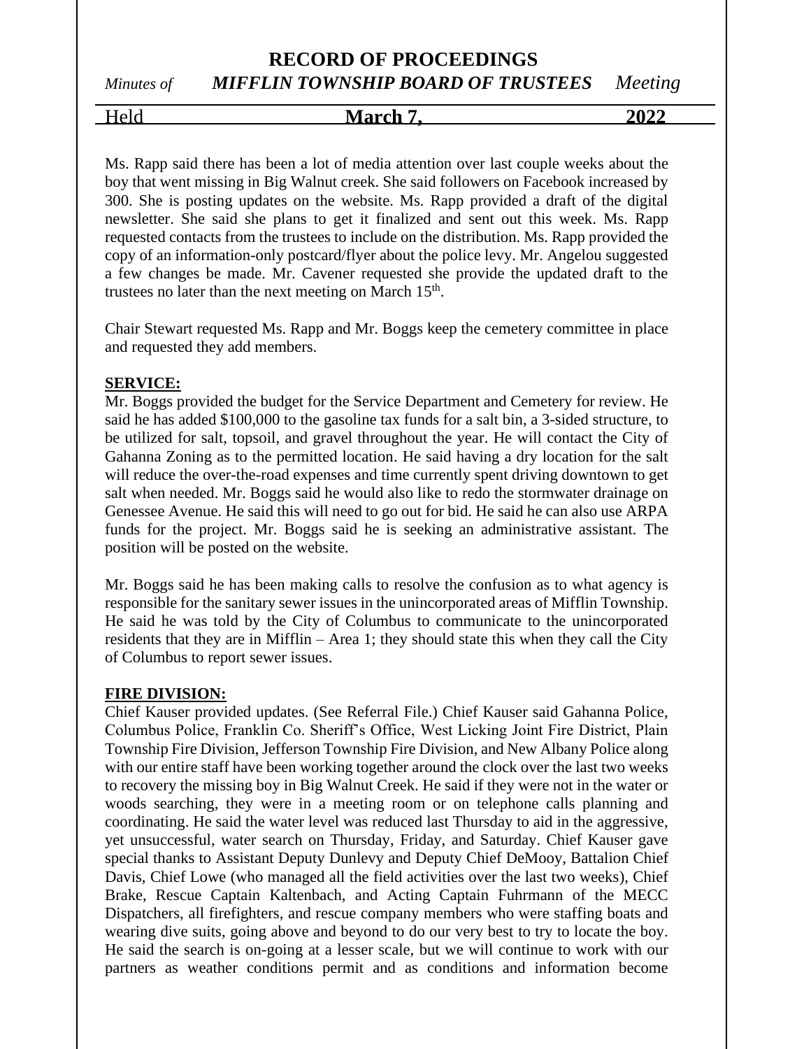Ms. Rapp said there has been a lot of media attention over last couple weeks about the boy that went missing in Big Walnut creek. She said followers on Facebook increased by 300. She is posting updates on the website. Ms. Rapp provided a draft of the digital newsletter. She said she plans to get it finalized and sent out this week. Ms. Rapp requested contacts from the trustees to include on the distribution. Ms. Rapp provided the copy of an information-only postcard/flyer about the police levy. Mr. Angelou suggested a few changes be made. Mr. Cavener requested she provide the updated draft to the trustees no later than the next meeting on March 15th.

Chair Stewart requested Ms. Rapp and Mr. Boggs keep the cemetery committee in place and requested they add members.

**SERVICE:**

Mr. Boggs provided the budget for the Service Department and Cemetery for review. He said he has added $100,000 to the gasoline tax funds for a salt bin, a 3-sided structure, to be utilized for salt, topsoil, and gravel throughout the year. He will contact the City of Gahanna Zoning as to the permitted location. He said having a dry location for the salt will reduce the over-the-road expenses and time currently spent driving downtown to get salt when needed. Mr. Boggs said he would also like to redo the stormwater drainage on Genessee Avenue. He said this will need to go out for bid. He said he can also use ARPA funds for the project. Mr. Boggs said he is seeking an administrative assistant. The position will be posted on the website.

Mr. Boggs said he has been making calls to resolve the confusion as to what agency is responsible for the sanitary sewer issues in the unincorporated areas of Mifflin Township. He said he was told by the City of Columbus to communicate to the unincorporated residents that they are in Mifflin – Area 1; they should state this when they call the City of Columbus to report sewer issues.

**FIRE DIVISION:**

Chief Kauser provided updates. (See Referral File.) Chief Kauser said Gahanna Police, Columbus Police, Franklin Co. Sheriff's Office, West Licking Joint Fire District, Plain Township Fire Division, Jefferson Township Fire Division, and New Albany Police along with our entire staff have been working together around the clock over the last two weeks to recovery the missing boy in Big Walnut Creek. He said if they were not in the water or woods searching, they were in a meeting room or on telephone calls planning and coordinating. He said the water level was reduced last Thursday to aid in the aggressive, yet unsuccessful, water search on Thursday, Friday, and Saturday. Chief Kauser gave special thanks to Assistant Deputy Dunlevy and Deputy Chief DeMooy, Battalion Chief Davis, Chief Lowe (who managed all the field activities over the last two weeks), Chief Brake, Rescue Captain Kaltenbach, and Acting Captain Fuhrmann of the MECC Dispatchers, all firefighters, and rescue company members who were staffing boats and wearing dive suits, going above and beyond to do our very best to try to locate the boy. He said the search is on-going at a lesser scale, but we will continue to work with our partners as weather conditions permit and as conditions and information become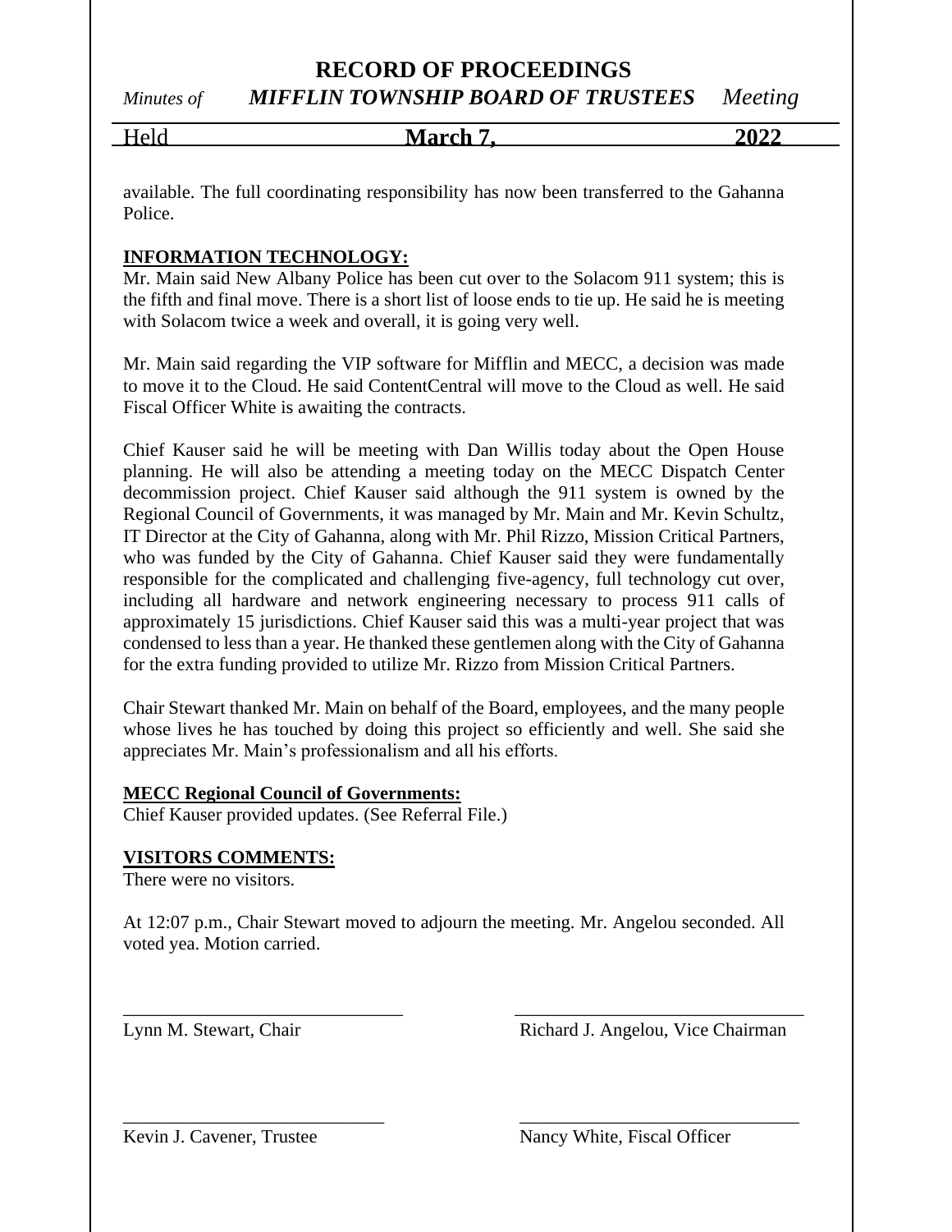available. The full coordinating responsibility has now been transferred to the Gahanna Police.

**INFORMATION TECHNOLOGY:**
Mr. Main said New Albany Police has been cut over to the Solacom 911 system; this is the fifth and final move. There is a short list of loose ends to tie up. He said he is meeting with Solacom twice a week and overall, it is going very well.

Mr. Main said regarding the VIP software for Mifflin and MECC, a decision was made to move it to the Cloud. He said ContentCentral will move to the Cloud as well. He said Fiscal Officer White is awaiting the contracts.

Chief Kauser said he will be meeting with Dan Willis today about the Open House planning. He will also be attending a meeting today on the MECC Dispatch Center decommission project. Chief Kauser said although the 911 system is owned by the Regional Council of Governments, it was managed by Mr. Main and Mr. Kevin Schultz, IT Director at the City of Gahanna, along with Mr. Phil Rizzo, Mission Critical Partners, who was funded by the City of Gahanna. Chief Kauser said they were fundamentally responsible for the complicated and challenging five-agency, full technology cut over, including all hardware and network engineering necessary to process 911 calls of approximately 15 jurisdictions. Chief Kauser said this was a multi-year project that was condensed to less than a year. He thanked these gentlemen along with the City of Gahanna for the extra funding provided to utilize Mr. Rizzo from Mission Critical Partners.

Chair Stewart thanked Mr. Main on behalf of the Board, employees, and the many people whose lives he has touched by doing this project so efficiently and well. She said she appreciates Mr. Main's professionalism and all his efforts.

**MECC Regional Council of Governments:**
Chief Kauser provided updates. (See Referral File.)

**VISITORS COMMENTS:**
There were no visitors.

At 12:07 p.m., Chair Stewart moved to adjourn the meeting. Mr. Angelou seconded. All voted yea. Motion carried.

_____________________________ _____________________________
Lynn M. Stewart, Chair Richard J. Angelou, Vice Chairman

_____________________________ _____________________________
Kevin J. Cavener, Trustee Nancy White, Fiscal Officer